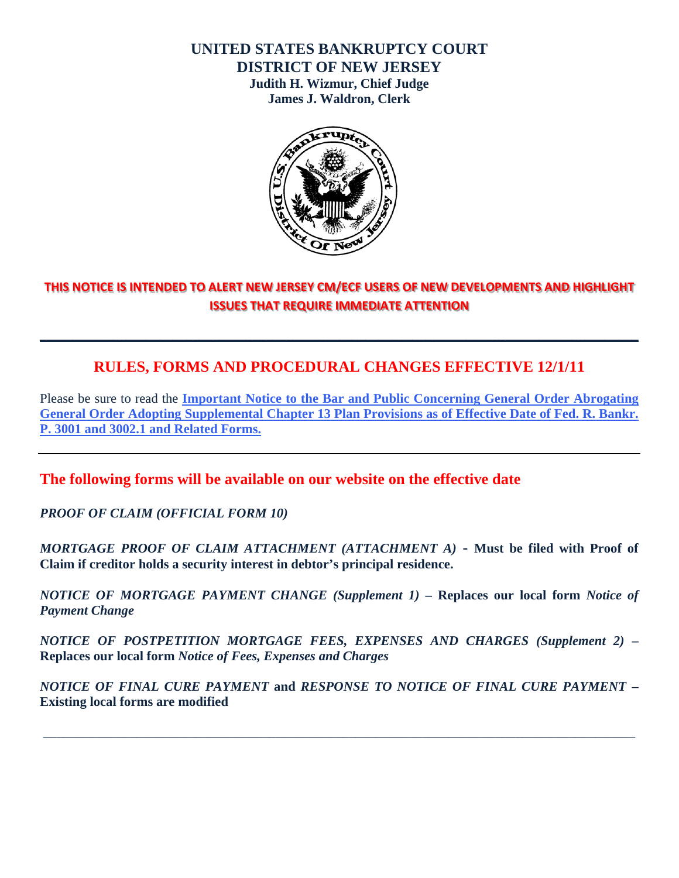# UNITED STATES BANKRUPTCY COURT
# DISTRICT OF NEW JERSEY

**Judith H. Wizmur, Chief Judge**
**James J. Waldron, Clerk**

**THIS NOTICE IS INTENDED TO ALERT NEW JERSEY CM/ECF USERS OF NEW DEVELOPMENTS AND HIGHLIGHT ISSUES THAT REQUIRE IMMEDIATE ATTENTION**

---

## RULES, FORMS AND PROCEDURAL CHANGES EFFECTIVE 12/1/11

Please be sure to read the **Important Notice to the Bar and Public Concerning General Order Abrogating General Order Adopting Supplemental Chapter 13 Plan Provisions as of Effective Date of Fed. R. Bankr. P. 3001 and 3002.1 and Related Forms.**

---

## The following forms will be available on our website on the effective date

*PROOF OF CLAIM (OFFICIAL FORM 10)*

*MORTGAGE PROOF OF CLAIM ATTACHMENT (ATTACHMENT A)* - **Must be filed with Proof of Claim if creditor holds a security interest in debtor's principal residence.**

*NOTICE OF MORTGAGE PAYMENT CHANGE (Supplement 1)* **– Replaces our local form** ***Notice of Payment Change***

*NOTICE OF POSTPETITION MORTGAGE FEES, EXPENSES AND CHARGES (Supplement 2)* **– Replaces our local form** ***Notice of Fees, Expenses and Charges***

*NOTICE OF FINAL CURE PAYMENT* **and** *RESPONSE TO NOTICE OF FINAL CURE PAYMENT* **– Existing local forms are modified**

---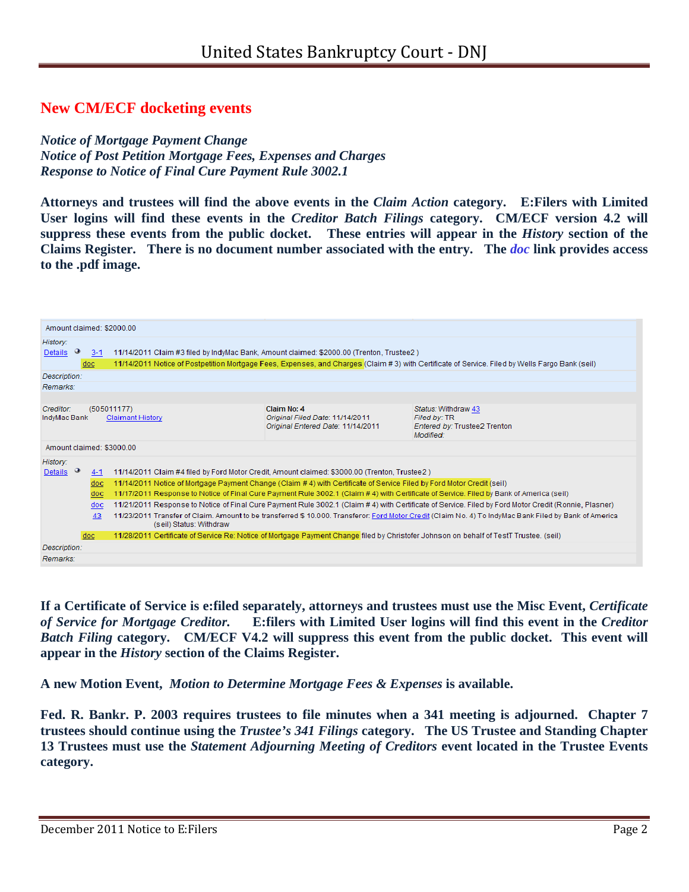## New CM/ECF docketing events

***Notice of Mortgage Payment Change***
***Notice of Post Petition Mortgage Fees, Expenses and Charges***
***Response to Notice of Final Cure Payment Rule 3002.1***

**Attorneys and trustees will find the above events in the *Claim Action* category. E:Filers with Limited User logins will find these events in the *Creditor Batch Filings* category. CM/ECF version 4.2 will suppress these events from the public docket. These entries will appear in the *History* section of the Claims Register. There is no document number associated with the entry. The *doc* link provides access to the .pdf image.**

Amount claimed: $2000.00

History:

| | | |
|---|---|---|
| Details | 3-1 | 11/14/2011 Claim #3 filed by IndyMac Bank, Amount claimed: $2000.00 (Trenton, Trustee2 ) |
| | doc | 11/14/2011 Notice of Postpetition Mortgage Fees, Expenses, and Charges (Claim # 3) with Certificate of Service. Filed by Wells Fargo Bank (seil) |

Description:

Remarks:

| | | |
|---|---|---|
| Creditor: (505011177) IndyMac Bank Claimant History | Claim No: 4 Original Filed Date: 11/14/2011 Original Entered Date: 11/14/2011 | Status: Withdraw 43 Filed by: TR Entered by: Trustee2 Trenton Modified: |

Amount claimed: $3000.00

History:

| | | |
|---|---|---|
| Details | 4-1 | 11/14/2011 Claim #4 filed by Ford Motor Credit, Amount claimed: $3000.00 (Trenton, Trustee2 ) |
| | doc | 11/14/2011 Notice of Mortgage Payment Change (Claim # 4) with Certificate of Service Filed by Ford Motor Credit (seil) |
| | doc | 11/17/2011 Response to Notice of Final Cure Payment Rule 3002.1 (Claim # 4) with Certificate of Service. Filed by Bank of America (seil) |
| | doc | 11/21/2011 Response to Notice of Final Cure Payment Rule 3002.1 (Claim # 4) with Certificate of Service. Filed by Ford Motor Credit (Ronnie, Plasner) |
| | 43 | 11/23/2011 Transfer of Claim. Amount to be transferred $ 10.000. Transferor: Ford Motor Credit (Claim No. 4) To IndyMac Bank Filed by Bank of America (seil) Status: Withdraw |
| | doc | 11/28/2011 Certificate of Service Re: Notice of Mortgage Payment Change filed by Christofer Johnson on behalf of TestT Trustee. (seil) |

Description:

Remarks:

**If a Certificate of Service is e:filed separately, attorneys and trustees must use the Misc Event, *Certificate of Service for Mortgage Creditor.* E:filers with Limited User logins will find this event in the *Creditor Batch Filing* category. CM/ECF V4.2 will suppress this event from the public docket. This event will appear in the *History* section of the Claims Register.**

**A new Motion Event, *Motion to Determine Mortgage Fees & Expenses* is available.**

**Fed. R. Bankr. P. 2003 requires trustees to file minutes when a 341 meeting is adjourned. Chapter 7 trustees should continue using the *Trustee's 341 Filings* category. The US Trustee and Standing Chapter 13 Trustees must use the *Statement Adjourning Meeting of Creditors* event located in the Trustee Events category.**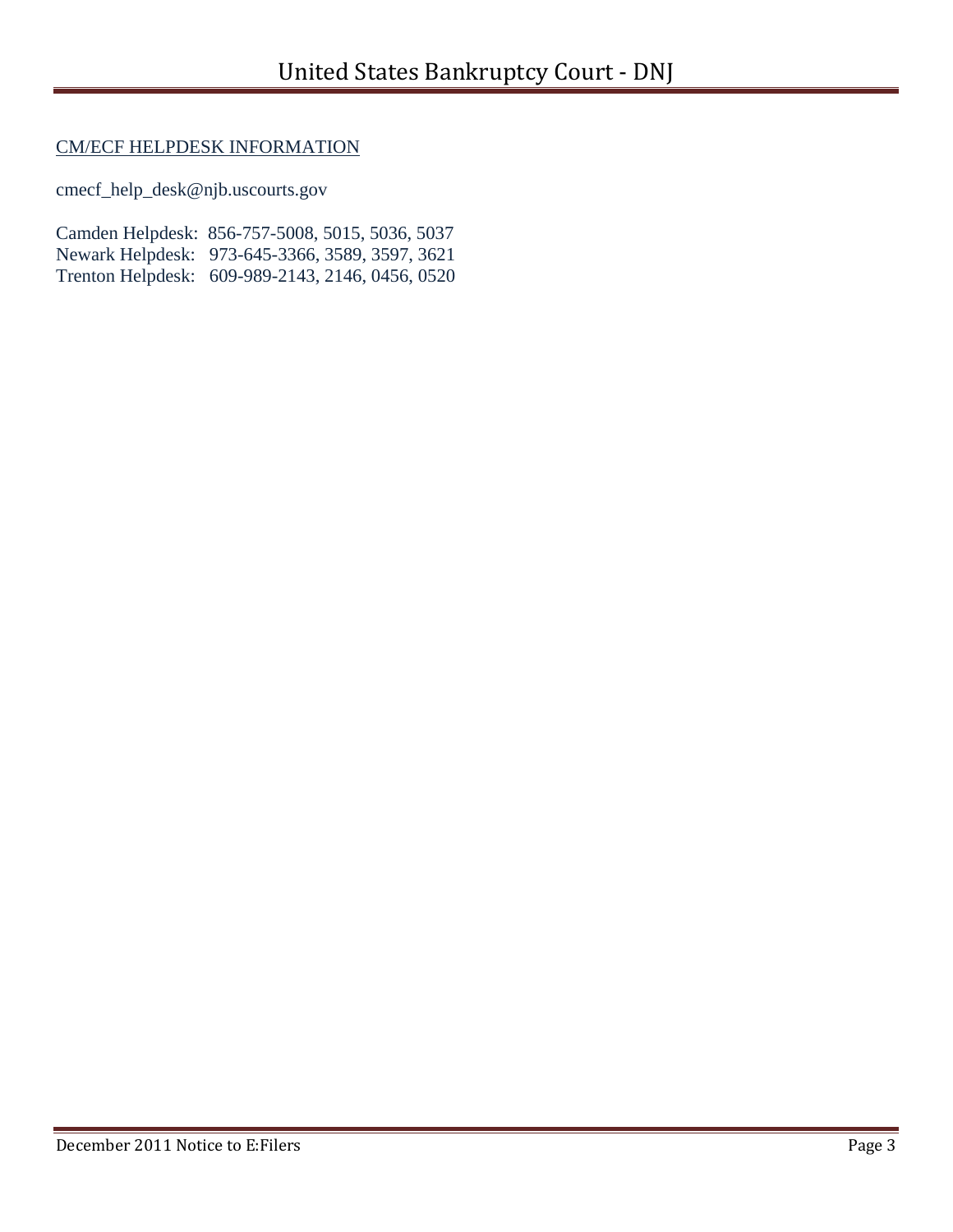CM/ECF HELPDESK INFORMATION

cmecf_help_desk@njb.uscourts.gov

Camden Helpdesk: 856-757-5008, 5015, 5036, 5037  
Newark Helpdesk: 973-645-3366, 3589, 3597, 3621  
Trenton Helpdesk: 609-989-2143, 2146, 0456, 0520